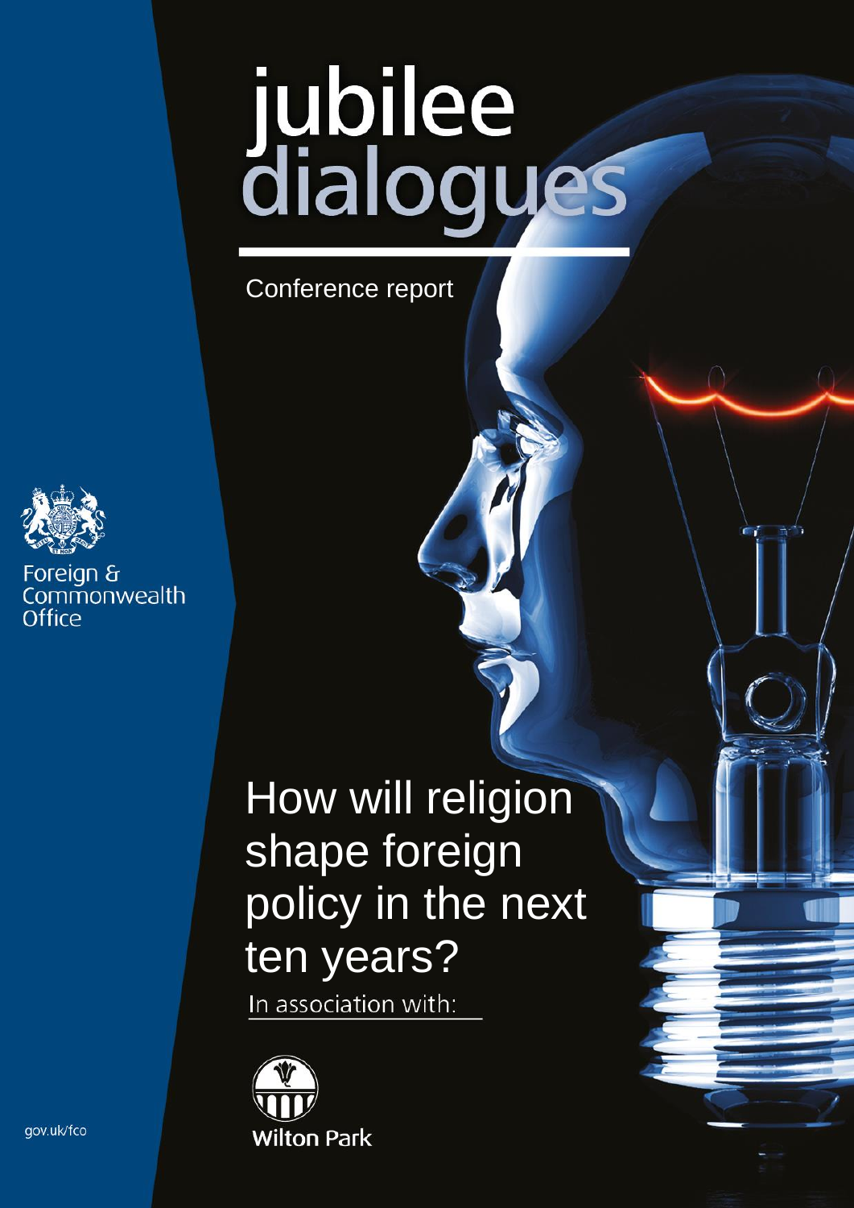# jubilee dialogues

Conference report

Foreign & Commonwealth Office

## How will religion shape foreign policy in the next ten years?

In association with:

Wilton Park

gov.uk/fco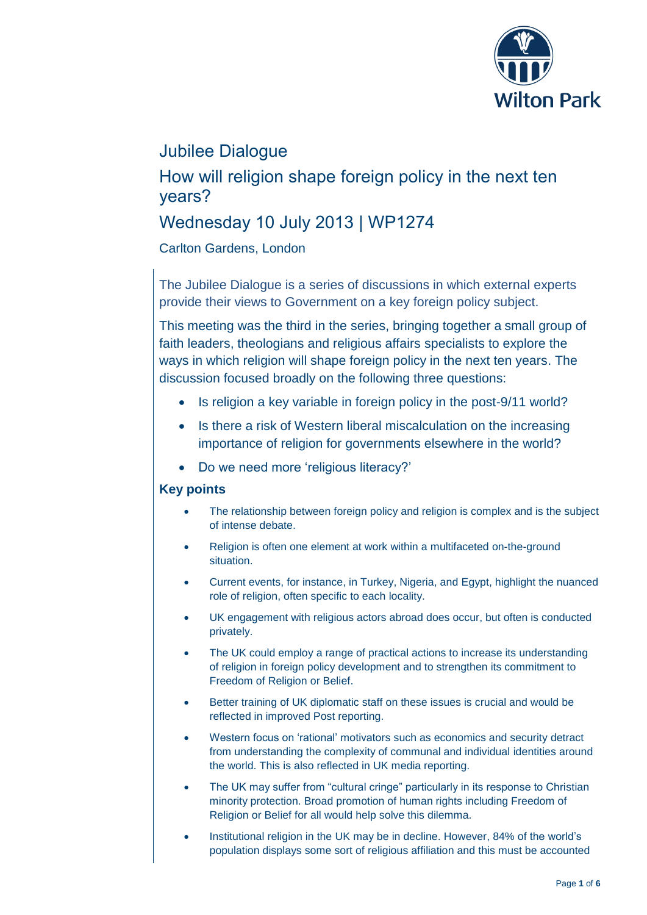# Jubilee Dialogue

## How will religion shape foreign policy in the next ten years?

## Wednesday 10 July 2013 | WP1274

Carlton Gardens, London

The Jubilee Dialogue is a series of discussions in which external experts provide their views to Government on a key foreign policy subject.

This meeting was the third in the series, bringing together a small group of faith leaders, theologians and religious affairs specialists to explore the ways in which religion will shape foreign policy in the next ten years. The discussion focused broadly on the following three questions:

- Is religion a key variable in foreign policy in the post-9/11 world?
- Is there a risk of Western liberal miscalculation on the increasing importance of religion for governments elsewhere in the world?
- Do we need more 'religious literacy?'

### Key points

- The relationship between foreign policy and religion is complex and is the subject of intense debate.
- Religion is often one element at work within a multifaceted on-the-ground situation.
- Current events, for instance, in Turkey, Nigeria, and Egypt, highlight the nuanced role of religion, often specific to each locality.
- UK engagement with religious actors abroad does occur, but often is conducted privately.
- The UK could employ a range of practical actions to increase its understanding of religion in foreign policy development and to strengthen its commitment to Freedom of Religion or Belief.
- Better training of UK diplomatic staff on these issues is crucial and would be reflected in improved Post reporting.
- Western focus on 'rational' motivators such as economics and security detract from understanding the complexity of communal and individual identities around the world. This is also reflected in UK media reporting.
- The UK may suffer from "cultural cringe" particularly in its response to Christian minority protection. Broad promotion of human rights including Freedom of Religion or Belief for all would help solve this dilemma.
- Institutional religion in the UK may be in decline. However, 84% of the world's population displays some sort of religious affiliation and this must be accounted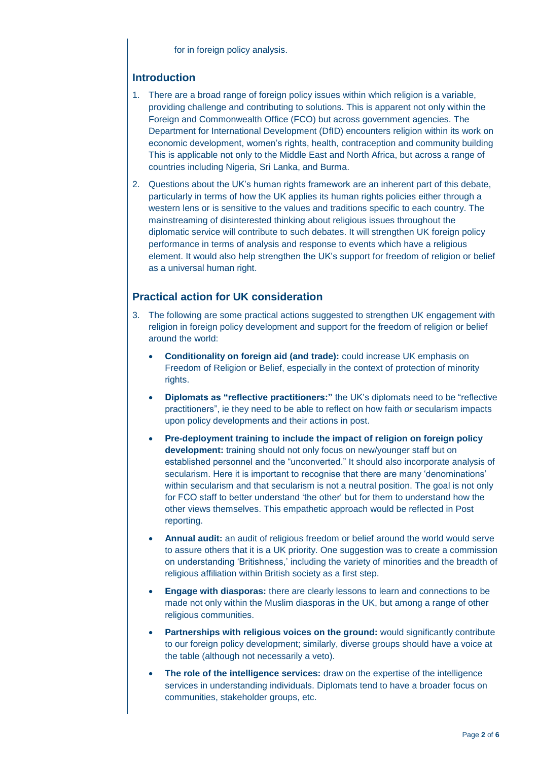for in foreign policy analysis.

## Introduction

1. There are a broad range of foreign policy issues within which religion is a variable, providing challenge and contributing to solutions. This is apparent not only within the Foreign and Commonwealth Office (FCO) but across government agencies. The Department for International Development (DfID) encounters religion within its work on economic development, women's rights, health, contraception and community building This is applicable not only to the Middle East and North Africa, but across a range of countries including Nigeria, Sri Lanka, and Burma.

2. Questions about the UK's human rights framework are an inherent part of this debate, particularly in terms of how the UK applies its human rights policies either through a western lens or is sensitive to the values and traditions specific to each country. The mainstreaming of disinterested thinking about religious issues throughout the diplomatic service will contribute to such debates. It will strengthen UK foreign policy performance in terms of analysis and response to events which have a religious element. It would also help strengthen the UK's support for freedom of religion or belief as a universal human right.

## Practical action for UK consideration

3. The following are some practical actions suggested to strengthen UK engagement with religion in foreign policy development and support for the freedom of religion or belief around the world:

   - **Conditionality on foreign aid (and trade):** could increase UK emphasis on Freedom of Religion or Belief, especially in the context of protection of minority rights.

   - **Diplomats as "reflective practitioners:"** the UK's diplomats need to be "reflective practitioners", ie they need to be able to reflect on how faith *or* secularism impacts upon policy developments and their actions in post.

   - **Pre-deployment training to include the impact of religion on foreign policy development:** training should not only focus on new/younger staff but on established personnel and the "unconverted." It should also incorporate analysis of secularism. Here it is important to recognise that there are many 'denominations' within secularism and that secularism is not a neutral position. The goal is not only for FCO staff to better understand 'the other' but for them to understand how the other views themselves. This empathetic approach would be reflected in Post reporting.

   - **Annual audit:** an audit of religious freedom or belief around the world would serve to assure others that it is a UK priority. One suggestion was to create a commission on understanding 'Britishness,' including the variety of minorities and the breadth of religious affiliation within British society as a first step.

   - **Engage with diasporas:** there are clearly lessons to learn and connections to be made not only within the Muslim diasporas in the UK, but among a range of other religious communities.

   - **Partnerships with religious voices on the ground:** would significantly contribute to our foreign policy development; similarly, diverse groups should have a voice at the table (although not necessarily a veto).

   - **The role of the intelligence services:** draw on the expertise of the intelligence services in understanding individuals. Diplomats tend to have a broader focus on communities, stakeholder groups, etc.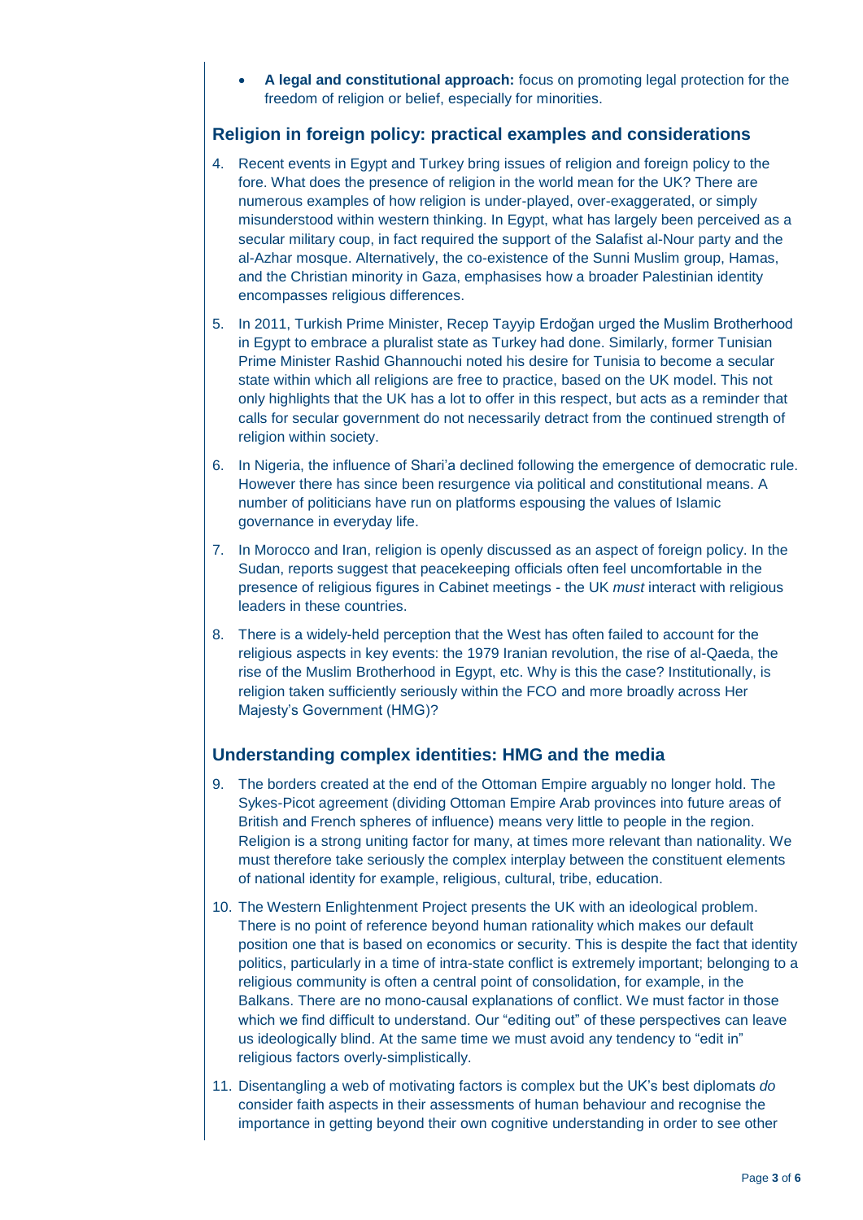- **A legal and constitutional approach:** focus on promoting legal protection for the freedom of religion or belief, especially for minorities.

## Religion in foreign policy: practical examples and considerations

4. Recent events in Egypt and Turkey bring issues of religion and foreign policy to the fore. What does the presence of religion in the world mean for the UK? There are numerous examples of how religion is under-played, over-exaggerated, or simply misunderstood within western thinking. In Egypt, what has largely been perceived as a secular military coup, in fact required the support of the Salafist al-Nour party and the al-Azhar mosque. Alternatively, the co-existence of the Sunni Muslim group, Hamas, and the Christian minority in Gaza, emphasises how a broader Palestinian identity encompasses religious differences.

5. In 2011, Turkish Prime Minister, Recep Tayyip Erdoğan urged the Muslim Brotherhood in Egypt to embrace a pluralist state as Turkey had done. Similarly, former Tunisian Prime Minister Rashid Ghannouchi noted his desire for Tunisia to become a secular state within which all religions are free to practice, based on the UK model. This not only highlights that the UK has a lot to offer in this respect, but acts as a reminder that calls for secular government do not necessarily detract from the continued strength of religion within society.

6. In Nigeria, the influence of Shari'a declined following the emergence of democratic rule. However there has since been resurgence via political and constitutional means. A number of politicians have run on platforms espousing the values of Islamic governance in everyday life.

7. In Morocco and Iran, religion is openly discussed as an aspect of foreign policy. In the Sudan, reports suggest that peacekeeping officials often feel uncomfortable in the presence of religious figures in Cabinet meetings - the UK *must* interact with religious leaders in these countries.

8. There is a widely-held perception that the West has often failed to account for the religious aspects in key events: the 1979 Iranian revolution, the rise of al-Qaeda, the rise of the Muslim Brotherhood in Egypt, etc. Why is this the case? Institutionally, is religion taken sufficiently seriously within the FCO and more broadly across Her Majesty's Government (HMG)?

## Understanding complex identities: HMG and the media

9. The borders created at the end of the Ottoman Empire arguably no longer hold. The Sykes-Picot agreement (dividing Ottoman Empire Arab provinces into future areas of British and French spheres of influence) means very little to people in the region. Religion is a strong uniting factor for many, at times more relevant than nationality. We must therefore take seriously the complex interplay between the constituent elements of national identity for example, religious, cultural, tribe, education.

10. The Western Enlightenment Project presents the UK with an ideological problem. There is no point of reference beyond human rationality which makes our default position one that is based on economics or security. This is despite the fact that identity politics, particularly in a time of intra-state conflict is extremely important; belonging to a religious community is often a central point of consolidation, for example, in the Balkans. There are no mono-causal explanations of conflict. We must factor in those which we find difficult to understand. Our "editing out" of these perspectives can leave us ideologically blind. At the same time we must avoid any tendency to "edit in" religious factors overly-simplistically.

11. Disentangling a web of motivating factors is complex but the UK's best diplomats *do* consider faith aspects in their assessments of human behaviour and recognise the importance in getting beyond their own cognitive understanding in order to see other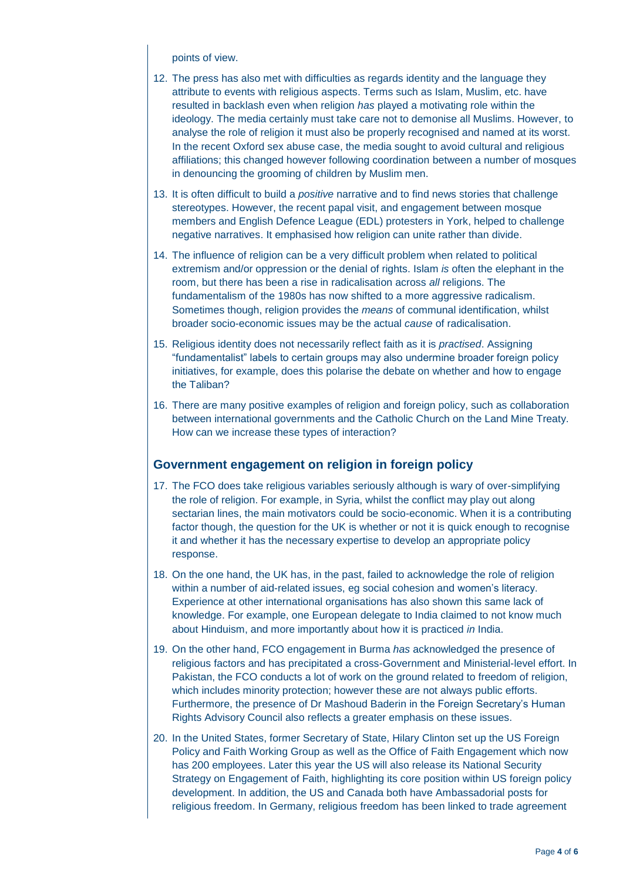points of view.

12. The press has also met with difficulties as regards identity and the language they attribute to events with religious aspects. Terms such as Islam, Muslim, etc. have resulted in backlash even when religion *has* played a motivating role within the ideology. The media certainly must take care not to demonise all Muslims. However, to analyse the role of religion it must also be properly recognised and named at its worst. In the recent Oxford sex abuse case, the media sought to avoid cultural and religious affiliations; this changed however following coordination between a number of mosques in denouncing the grooming of children by Muslim men.

13. It is often difficult to build a *positive* narrative and to find news stories that challenge stereotypes. However, the recent papal visit, and engagement between mosque members and English Defence League (EDL) protesters in York, helped to challenge negative narratives. It emphasised how religion can unite rather than divide.

14. The influence of religion can be a very difficult problem when related to political extremism and/or oppression or the denial of rights. Islam *is* often the elephant in the room, but there has been a rise in radicalisation across *all* religions. The fundamentalism of the 1980s has now shifted to a more aggressive radicalism. Sometimes though, religion provides the *means* of communal identification, whilst broader socio-economic issues may be the actual *cause* of radicalisation.

15. Religious identity does not necessarily reflect faith as it is *practised*. Assigning "fundamentalist" labels to certain groups may also undermine broader foreign policy initiatives, for example, does this polarise the debate on whether and how to engage the Taliban?

16. There are many positive examples of religion and foreign policy, such as collaboration between international governments and the Catholic Church on the Land Mine Treaty. How can we increase these types of interaction?

## Government engagement on religion in foreign policy

17. The FCO does take religious variables seriously although is wary of over-simplifying the role of religion. For example, in Syria, whilst the conflict may play out along sectarian lines, the main motivators could be socio-economic. When it is a contributing factor though, the question for the UK is whether or not it is quick enough to recognise it and whether it has the necessary expertise to develop an appropriate policy response.

18. On the one hand, the UK has, in the past, failed to acknowledge the role of religion within a number of aid-related issues, eg social cohesion and women's literacy. Experience at other international organisations has also shown this same lack of knowledge. For example, one European delegate to India claimed to not know much about Hinduism, and more importantly about how it is practiced *in* India.

19. On the other hand, FCO engagement in Burma *has* acknowledged the presence of religious factors and has precipitated a cross-Government and Ministerial-level effort. In Pakistan, the FCO conducts a lot of work on the ground related to freedom of religion, which includes minority protection; however these are not always public efforts. Furthermore, the presence of Dr Mashoud Baderin in the Foreign Secretary's Human Rights Advisory Council also reflects a greater emphasis on these issues.

20. In the United States, former Secretary of State, Hilary Clinton set up the US Foreign Policy and Faith Working Group as well as the Office of Faith Engagement which now has 200 employees. Later this year the US will also release its National Security Strategy on Engagement of Faith, highlighting its core position within US foreign policy development. In addition, the US and Canada both have Ambassadorial posts for religious freedom. In Germany, religious freedom has been linked to trade agreement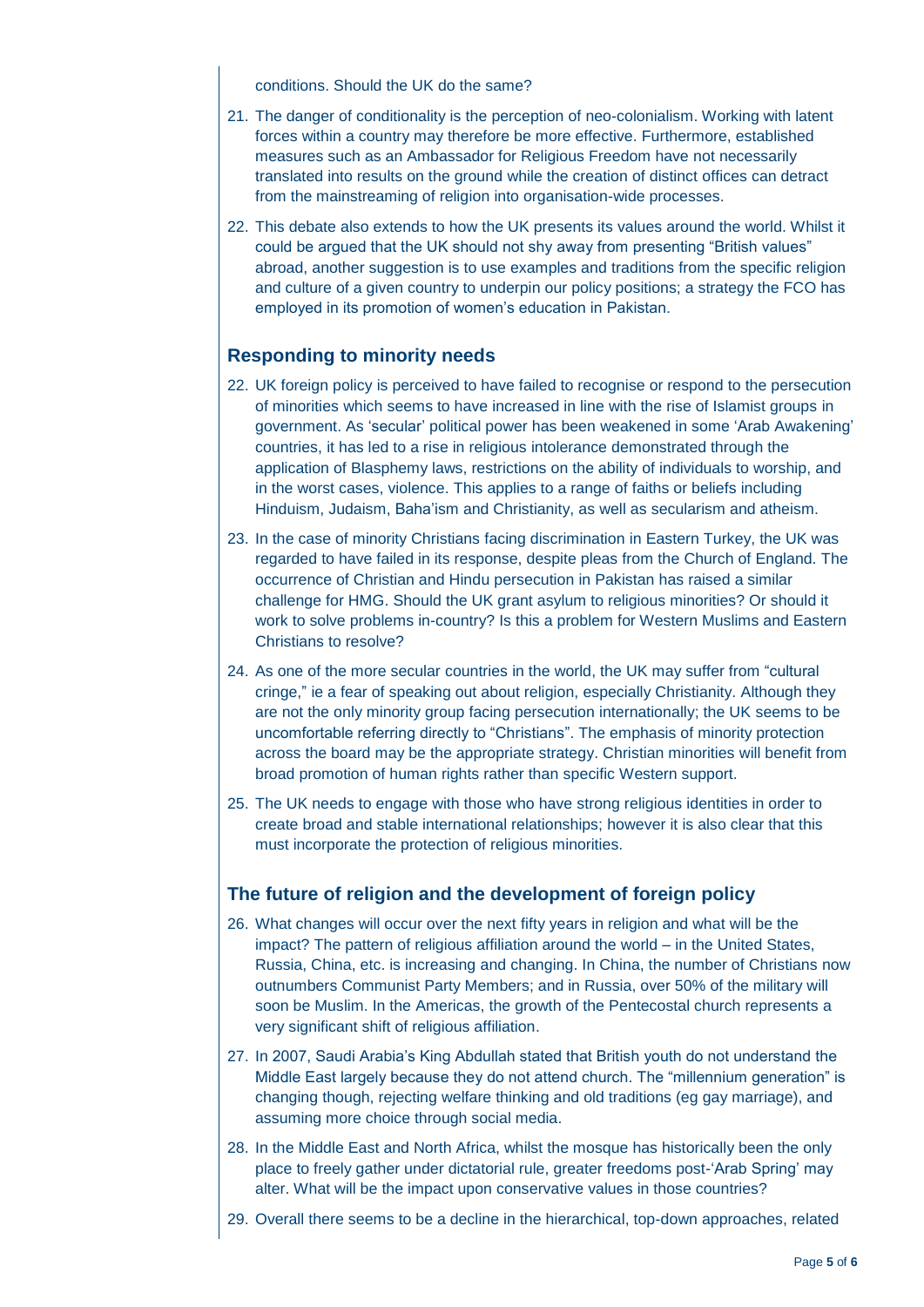conditions. Should the UK do the same?

21. The danger of conditionality is the perception of neo-colonialism. Working with latent forces within a country may therefore be more effective. Furthermore, established measures such as an Ambassador for Religious Freedom have not necessarily translated into results on the ground while the creation of distinct offices can detract from the mainstreaming of religion into organisation-wide processes.

22. This debate also extends to how the UK presents its values around the world. Whilst it could be argued that the UK should not shy away from presenting "British values" abroad, another suggestion is to use examples and traditions from the specific religion and culture of a given country to underpin our policy positions; a strategy the FCO has employed in its promotion of women's education in Pakistan.

## Responding to minority needs

22. UK foreign policy is perceived to have failed to recognise or respond to the persecution of minorities which seems to have increased in line with the rise of Islamist groups in government. As 'secular' political power has been weakened in some 'Arab Awakening' countries, it has led to a rise in religious intolerance demonstrated through the application of Blasphemy laws, restrictions on the ability of individuals to worship, and in the worst cases, violence. This applies to a range of faiths or beliefs including Hinduism, Judaism, Baha'ism and Christianity, as well as secularism and atheism.

23. In the case of minority Christians facing discrimination in Eastern Turkey, the UK was regarded to have failed in its response, despite pleas from the Church of England. The occurrence of Christian and Hindu persecution in Pakistan has raised a similar challenge for HMG. Should the UK grant asylum to religious minorities? Or should it work to solve problems in-country? Is this a problem for Western Muslims and Eastern Christians to resolve?

24. As one of the more secular countries in the world, the UK may suffer from "cultural cringe," ie a fear of speaking out about religion, especially Christianity. Although they are not the only minority group facing persecution internationally; the UK seems to be uncomfortable referring directly to "Christians". The emphasis of minority protection across the board may be the appropriate strategy. Christian minorities will benefit from broad promotion of human rights rather than specific Western support.

25. The UK needs to engage with those who have strong religious identities in order to create broad and stable international relationships; however it is also clear that this must incorporate the protection of religious minorities.

## The future of religion and the development of foreign policy

26. What changes will occur over the next fifty years in religion and what will be the impact? The pattern of religious affiliation around the world – in the United States, Russia, China, etc. is increasing and changing. In China, the number of Christians now outnumbers Communist Party Members; and in Russia, over 50% of the military will soon be Muslim. In the Americas, the growth of the Pentecostal church represents a very significant shift of religious affiliation.

27. In 2007, Saudi Arabia's King Abdullah stated that British youth do not understand the Middle East largely because they do not attend church. The "millennium generation" is changing though, rejecting welfare thinking and old traditions (eg gay marriage), and assuming more choice through social media.

28. In the Middle East and North Africa, whilst the mosque has historically been the only place to freely gather under dictatorial rule, greater freedoms post-'Arab Spring' may alter. What will be the impact upon conservative values in those countries?

29. Overall there seems to be a decline in the hierarchical, top-down approaches, related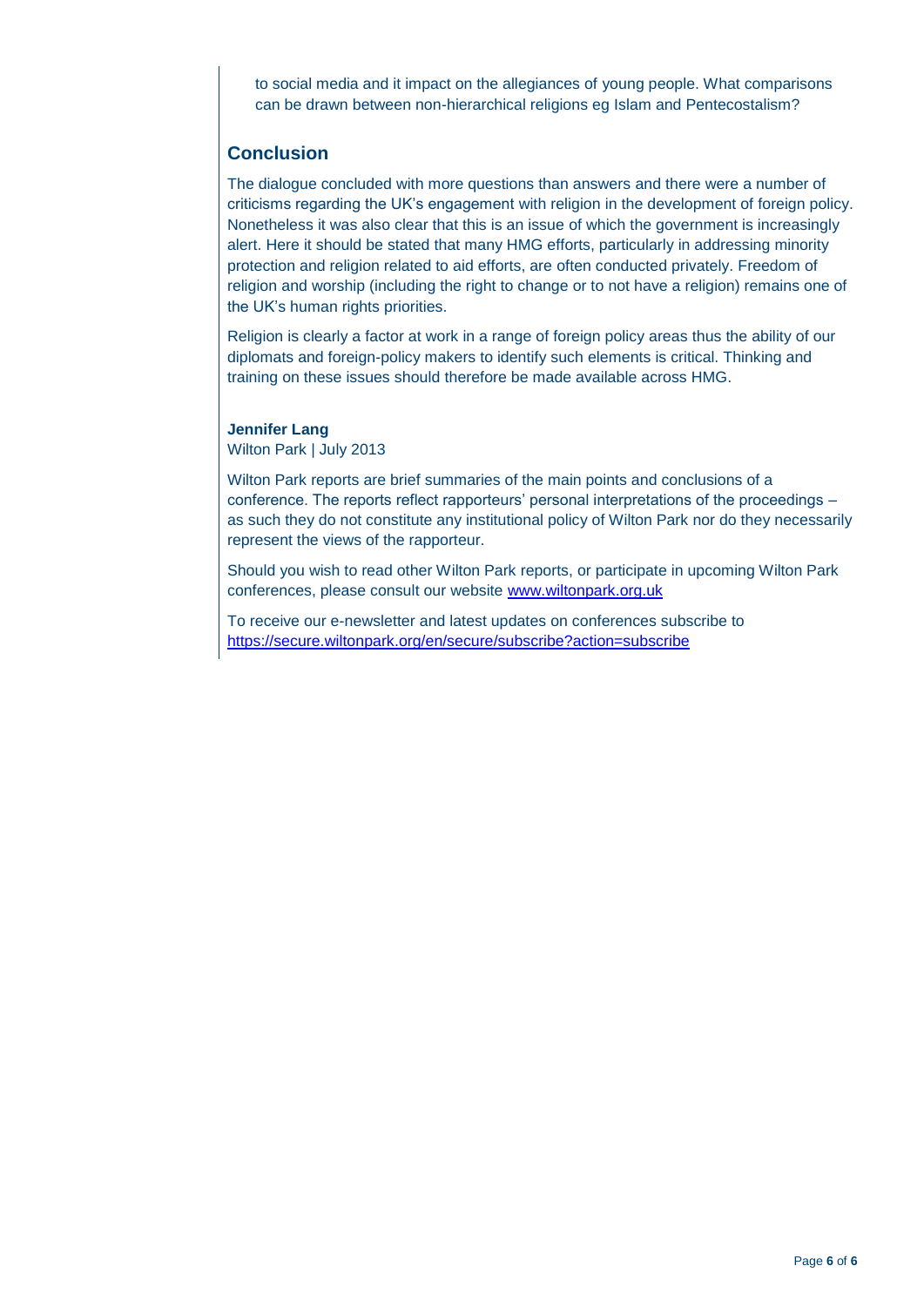to social media and it impact on the allegiances of young people. What comparisons can be drawn between non-hierarchical religions eg Islam and Pentecostalism?

## Conclusion

The dialogue concluded with more questions than answers and there were a number of criticisms regarding the UK's engagement with religion in the development of foreign policy. Nonetheless it was also clear that this is an issue of which the government is increasingly alert. Here it should be stated that many HMG efforts, particularly in addressing minority protection and religion related to aid efforts, are often conducted privately. Freedom of religion and worship (including the right to change or to not have a religion) remains one of the UK's human rights priorities.

Religion is clearly a factor at work in a range of foreign policy areas thus the ability of our diplomats and foreign-policy makers to identify such elements is critical. Thinking and training on these issues should therefore be made available across HMG.

**Jennifer Lang**
Wilton Park | July 2013

Wilton Park reports are brief summaries of the main points and conclusions of a conference. The reports reflect rapporteurs' personal interpretations of the proceedings – as such they do not constitute any institutional policy of Wilton Park nor do they necessarily represent the views of the rapporteur.

Should you wish to read other Wilton Park reports, or participate in upcoming Wilton Park conferences, please consult our website [www.wiltonpark.org.uk](www.wiltonpark.org.uk)

To receive our e-newsletter and latest updates on conferences subscribe to [https://secure.wiltonpark.org/en/secure/subscribe?action=subscribe](https://secure.wiltonpark.org/en/secure/subscribe?action=subscribe)